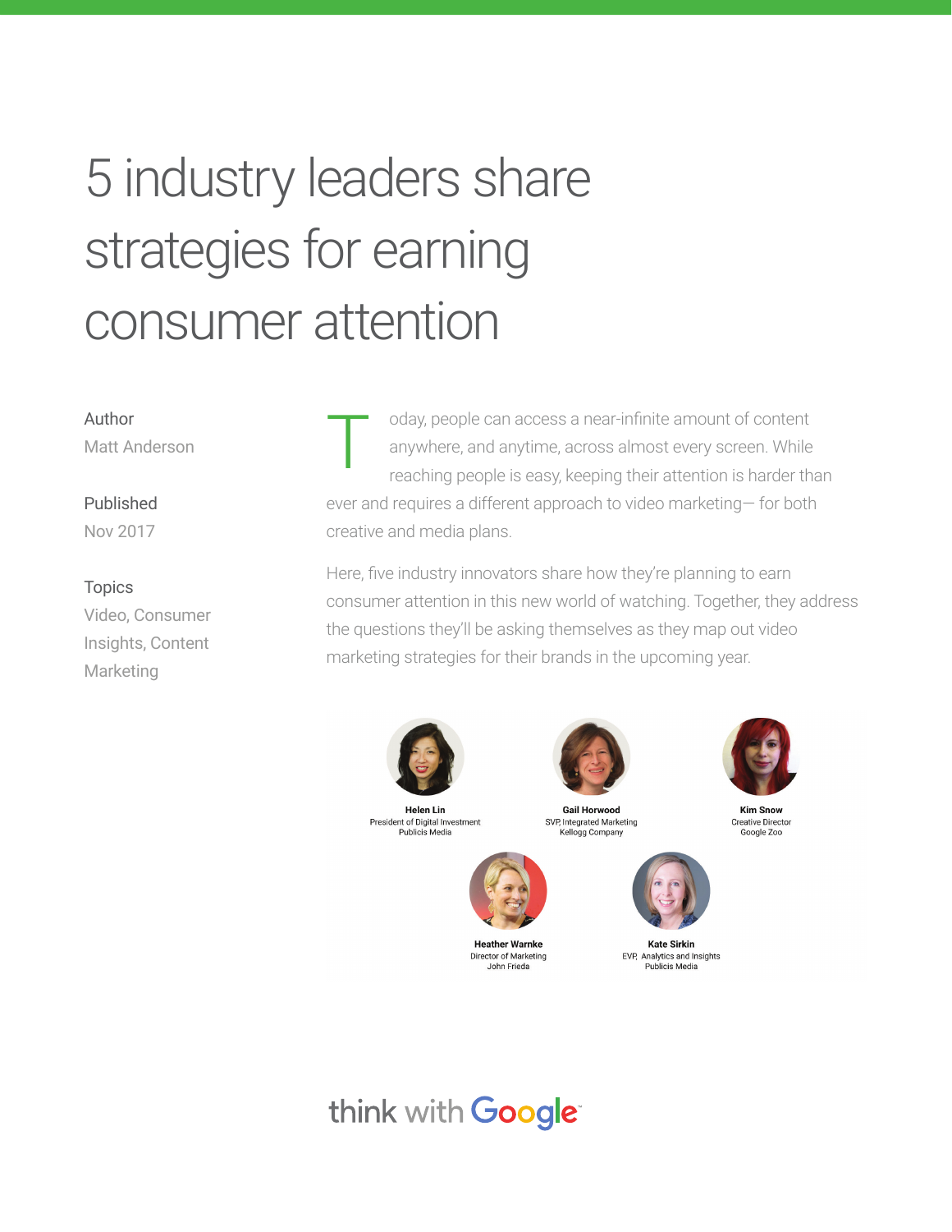# 5 industry leaders share strategies for earning consumer attention

Author
Matt Anderson

Published
Nov 2017

Topics
Video, Consumer Insights, Content Marketing

Today, people can access a near-infinite amount of content anywhere, and anytime, across almost every screen. While reaching people is easy, keeping their attention is harder than ever and requires a different approach to video marketing— for both creative and media plans.

Here, five industry innovators share how they're planning to earn consumer attention in this new world of watching. Together, they address the questions they'll be asking themselves as they map out video marketing strategies for their brands in the upcoming year.

**Helen Lin**
President of Digital Investment
Publicis Media

**Gail Horwood**
SVP, Integrated Marketing
Kellogg Company

**Kim Snow**
Creative Director
Google Zoo

**Heather Warnke**
Director of Marketing
John Frieda

**Kate Sirkin**
EVP, Analytics and Insights
Publicis Media

think with Google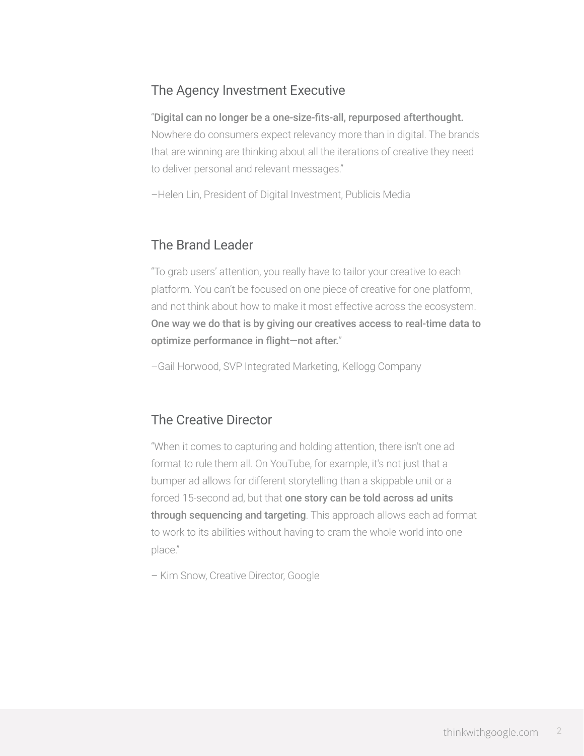## The Agency Investment Executive

"**Digital can no longer be a one-size-fits-all, repurposed afterthought.** Nowhere do consumers expect relevancy more than in digital. The brands that are winning are thinking about all the iterations of creative they need to deliver personal and relevant messages."

–Helen Lin, President of Digital Investment, Publicis Media

## The Brand Leader

"To grab users' attention, you really have to tailor your creative to each platform. You can't be focused on one piece of creative for one platform, and not think about how to make it most effective across the ecosystem. **One way we do that is by giving our creatives access to real-time data to optimize performance in flight—not after.**"

–Gail Horwood, SVP Integrated Marketing, Kellogg Company

## The Creative Director

"When it comes to capturing and holding attention, there isn't one ad format to rule them all. On YouTube, for example, it's not just that a bumper ad allows for different storytelling than a skippable unit or a forced 15-second ad, but that **one story can be told across ad units through sequencing and targeting**. This approach allows each ad format to work to its abilities without having to cram the whole world into one place."

– Kim Snow, Creative Director, Google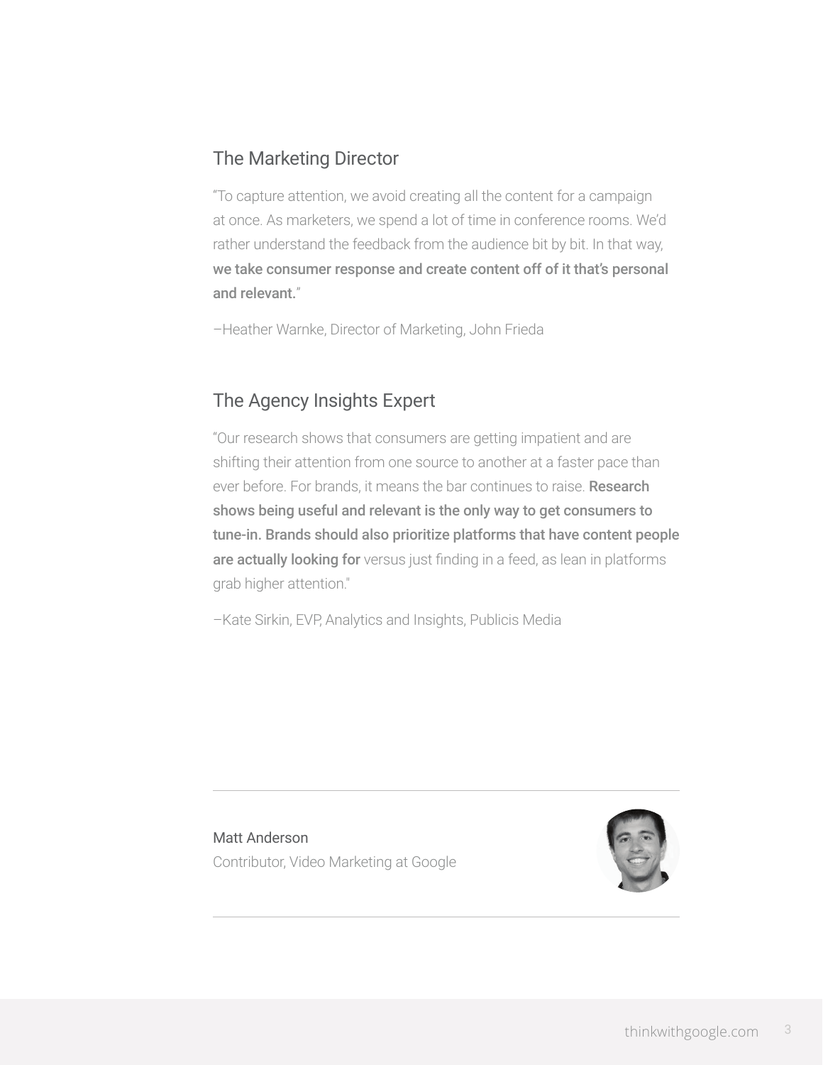## The Marketing Director

"To capture attention, we avoid creating all the content for a campaign at once. As marketers, we spend a lot of time in conference rooms. We'd rather understand the feedback from the audience bit by bit. In that way, **we take consumer response and create content off of it that's personal and relevant.**"

–Heather Warnke, Director of Marketing, John Frieda

## The Agency Insights Expert

"Our research shows that consumers are getting impatient and are shifting their attention from one source to another at a faster pace than ever before. For brands, it means the bar continues to raise. **Research shows being useful and relevant is the only way to get consumers to tune-in. Brands should also prioritize platforms that have content people are actually looking for** versus just finding in a feed, as lean in platforms grab higher attention."

–Kate Sirkin, EVP, Analytics and Insights, Publicis Media

---

Matt Anderson
Contributor, Video Marketing at Google

---